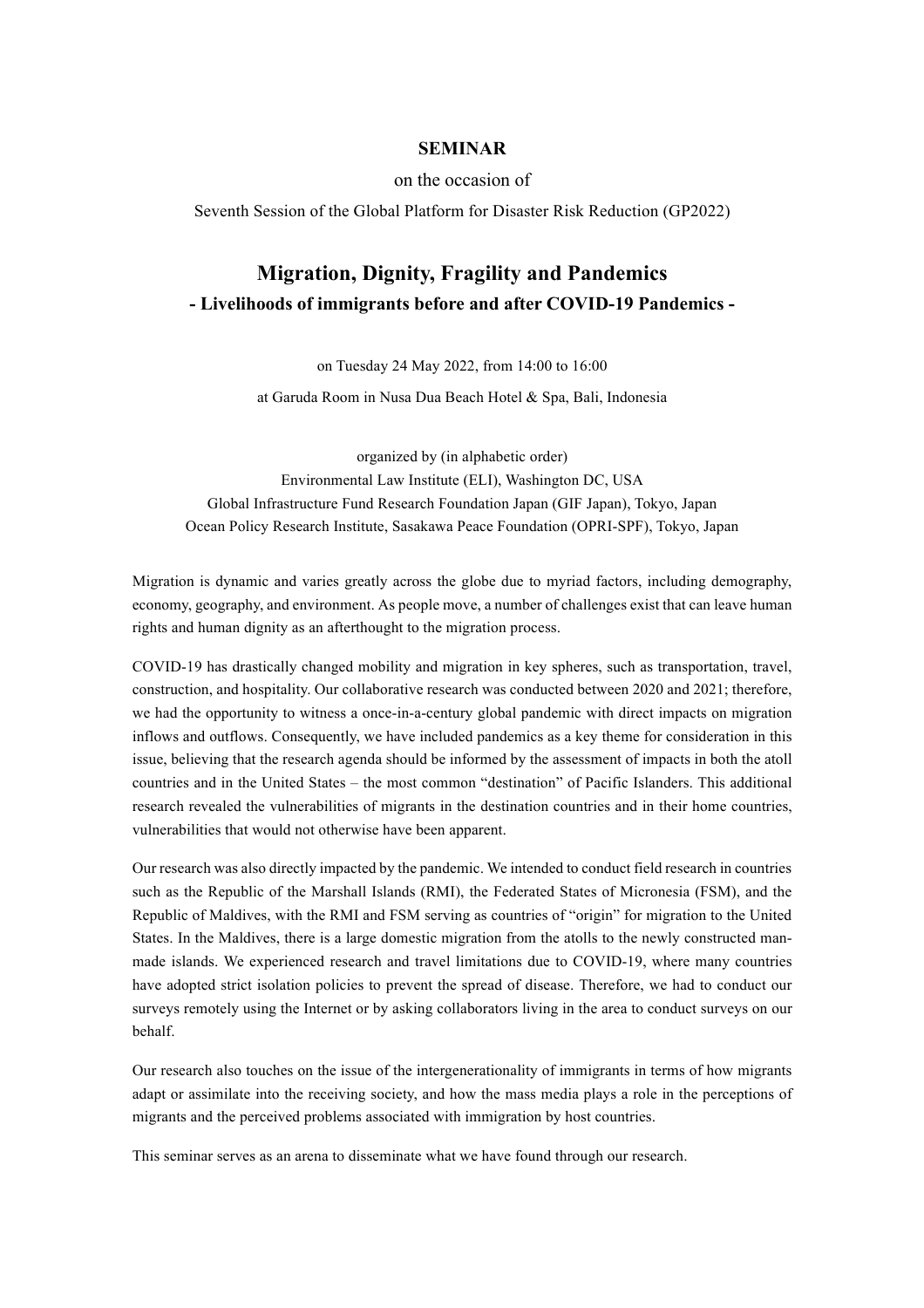**SEMINAR**

on the occasion of

Seventh Session of the Global Platform for Disaster Risk Reduction (GP2022)

# Migration, Dignity, Fragility and Pandemics

**- Livelihoods of immigrants before and after COVID-19 Pandemics -**

on Tuesday 24 May 2022, from 14:00 to 16:00

at Garuda Room in Nusa Dua Beach Hotel & Spa, Bali, Indonesia

organized by (in alphabetic order)

Environmental Law Institute (ELI), Washington DC, USA

Global Infrastructure Fund Research Foundation Japan (GIF Japan), Tokyo, Japan

Ocean Policy Research Institute, Sasakawa Peace Foundation (OPRI-SPF), Tokyo, Japan

Migration is dynamic and varies greatly across the globe due to myriad factors, including demography, economy, geography, and environment. As people move, a number of challenges exist that can leave human rights and human dignity as an afterthought to the migration process.

COVID-19 has drastically changed mobility and migration in key spheres, such as transportation, travel, construction, and hospitality. Our collaborative research was conducted between 2020 and 2021; therefore, we had the opportunity to witness a once-in-a-century global pandemic with direct impacts on migration inflows and outflows. Consequently, we have included pandemics as a key theme for consideration in this issue, believing that the research agenda should be informed by the assessment of impacts in both the atoll countries and in the United States – the most common "destination" of Pacific Islanders. This additional research revealed the vulnerabilities of migrants in the destination countries and in their home countries, vulnerabilities that would not otherwise have been apparent.

Our research was also directly impacted by the pandemic. We intended to conduct field research in countries such as the Republic of the Marshall Islands (RMI), the Federated States of Micronesia (FSM), and the Republic of Maldives, with the RMI and FSM serving as countries of "origin" for migration to the United States. In the Maldives, there is a large domestic migration from the atolls to the newly constructed man-made islands. We experienced research and travel limitations due to COVID-19, where many countries have adopted strict isolation policies to prevent the spread of disease. Therefore, we had to conduct our surveys remotely using the Internet or by asking collaborators living in the area to conduct surveys on our behalf.

Our research also touches on the issue of the intergenerationality of immigrants in terms of how migrants adapt or assimilate into the receiving society, and how the mass media plays a role in the perceptions of migrants and the perceived problems associated with immigration by host countries.

This seminar serves as an arena to disseminate what we have found through our research.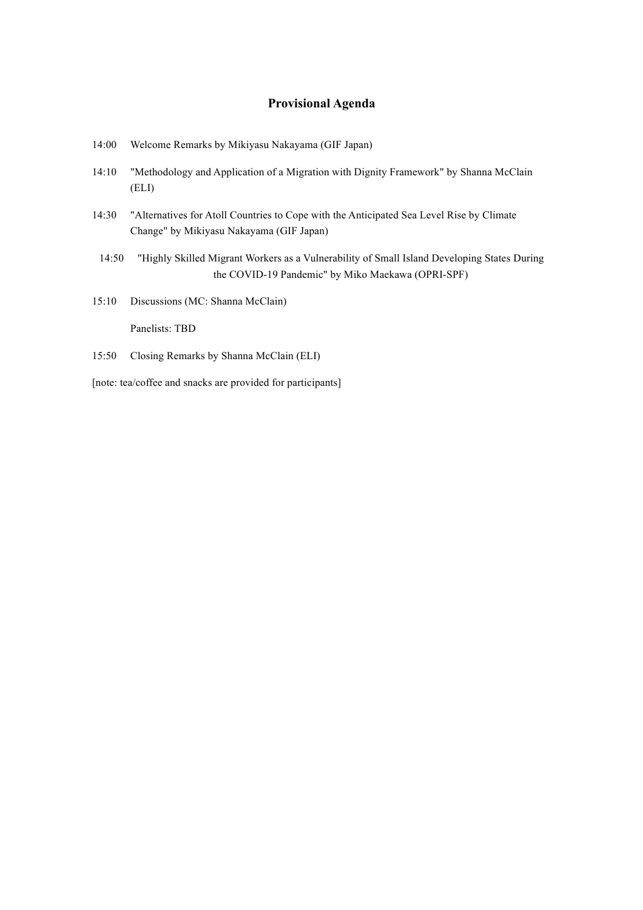## Provisional Agenda

14:00 Welcome Remarks by Mikiyasu Nakayama (GIF Japan)

14:10 "Methodology and Application of a Migration with Dignity Framework" by Shanna McClain (ELI)

14:30 "Alternatives for Atoll Countries to Cope with the Anticipated Sea Level Rise by Climate Change" by Mikiyasu Nakayama (GIF Japan)

14:50 "Highly Skilled Migrant Workers as a Vulnerability of Small Island Developing States During the COVID-19 Pandemic" by Miko Maekawa (OPRI-SPF)

15:10 Discussions (MC: Shanna McClain)

Panelists: TBD

15:50 Closing Remarks by Shanna McClain (ELI)

[note: tea/coffee and snacks are provided for participants]